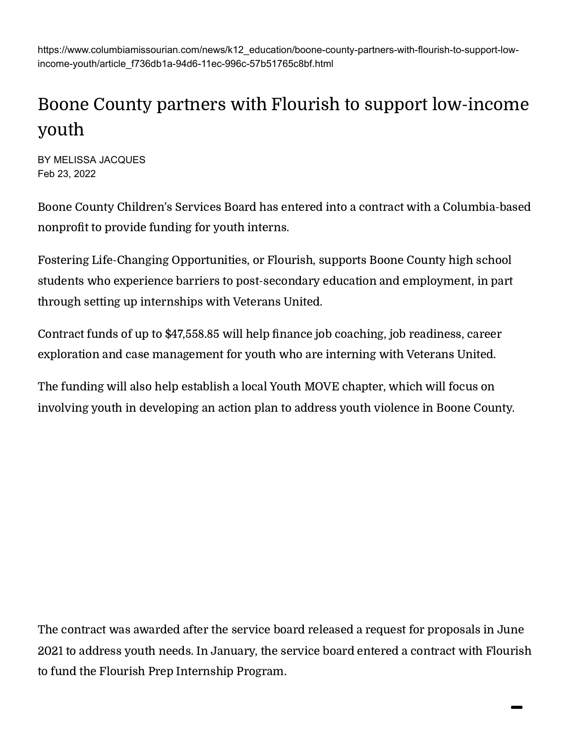https://www.columbiamissourian.com/news/k12_education/boone-county-partners-with-flourish-to-support-low-income-youth/article_f736db1a-94d6-11ec-996c-57b51765c8bf.html

# Boone County partners with Flourish to support low-income youth

BY MELISSA JACQUES
Feb 23, 2022

Boone County Children's Services Board has entered into a contract with a Columbia-based nonprofit to provide funding for youth interns.

Fostering Life-Changing Opportunities, or Flourish, supports Boone County high school students who experience barriers to post-secondary education and employment, in part through setting up internships with Veterans United.

Contract funds of up to $47,558.85 will help finance job coaching, job readiness, career exploration and case management for youth who are interning with Veterans United.

The funding will also help establish a local Youth MOVE chapter, which will focus on involving youth in developing an action plan to address youth violence in Boone County.

The contract was awarded after the service board released a request for proposals in June 2021 to address youth needs. In January, the service board entered a contract with Flourish to fund the Flourish Prep Internship Program.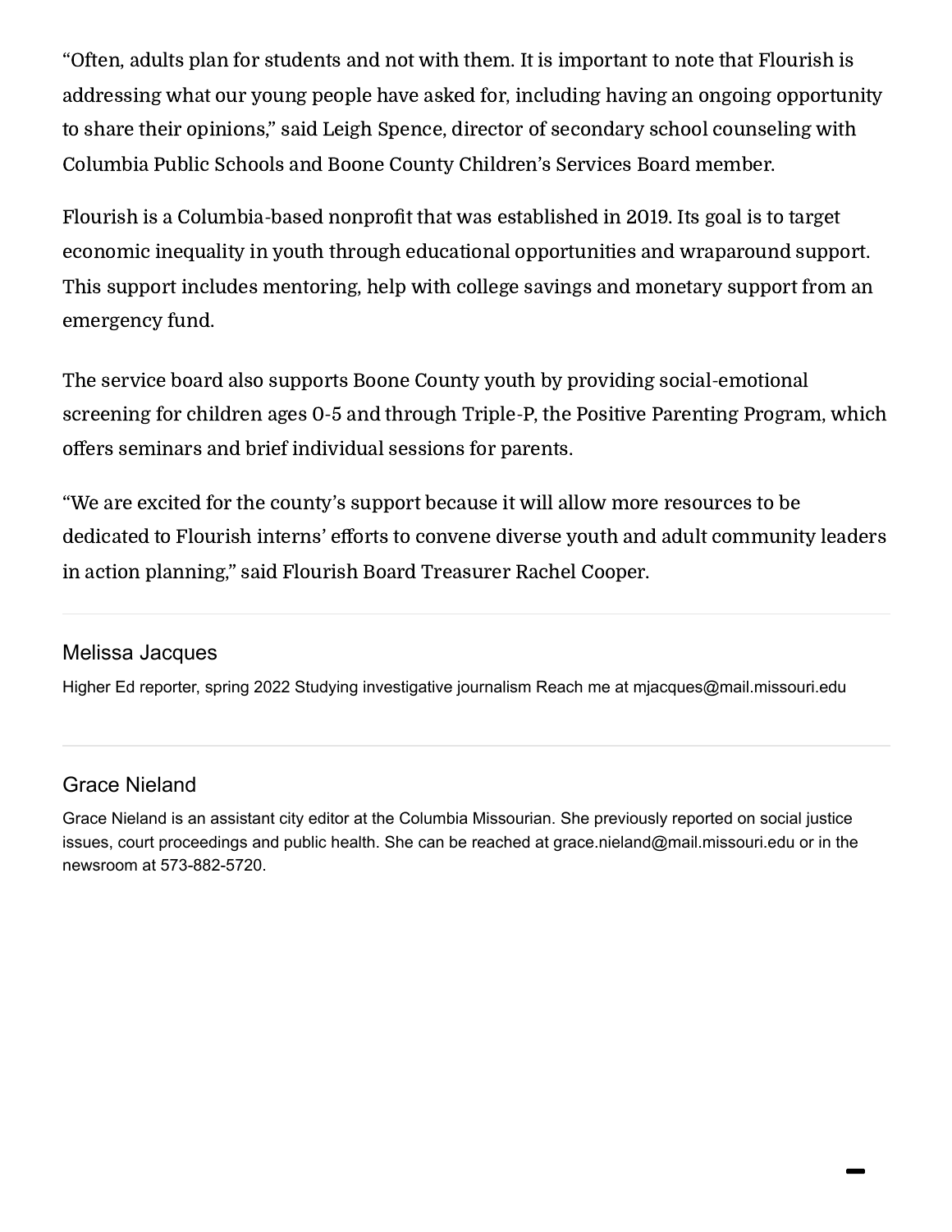"Often, adults plan for students and not with them. It is important to note that Flourish is addressing what our young people have asked for, including having an ongoing opportunity to share their opinions," said Leigh Spence, director of secondary school counseling with Columbia Public Schools and Boone County Children's Services Board member.

Flourish is a Columbia-based nonprofit that was established in 2019. Its goal is to target economic inequality in youth through educational opportunities and wraparound support. This support includes mentoring, help with college savings and monetary support from an emergency fund.

The service board also supports Boone County youth by providing social-emotional screening for children ages 0-5 and through Triple-P, the Positive Parenting Program, which offers seminars and brief individual sessions for parents.

"We are excited for the county's support because it will allow more resources to be dedicated to Flourish interns' efforts to convene diverse youth and adult community leaders in action planning," said Flourish Board Treasurer Rachel Cooper.

---

Melissa Jacques

Higher Ed reporter, spring 2022 Studying investigative journalism Reach me at mjacques@mail.missouri.edu

---

Grace Nieland

Grace Nieland is an assistant city editor at the Columbia Missourian. She previously reported on social justice issues, court proceedings and public health. She can be reached at grace.nieland@mail.missouri.edu or in the newsroom at 573-882-5720.